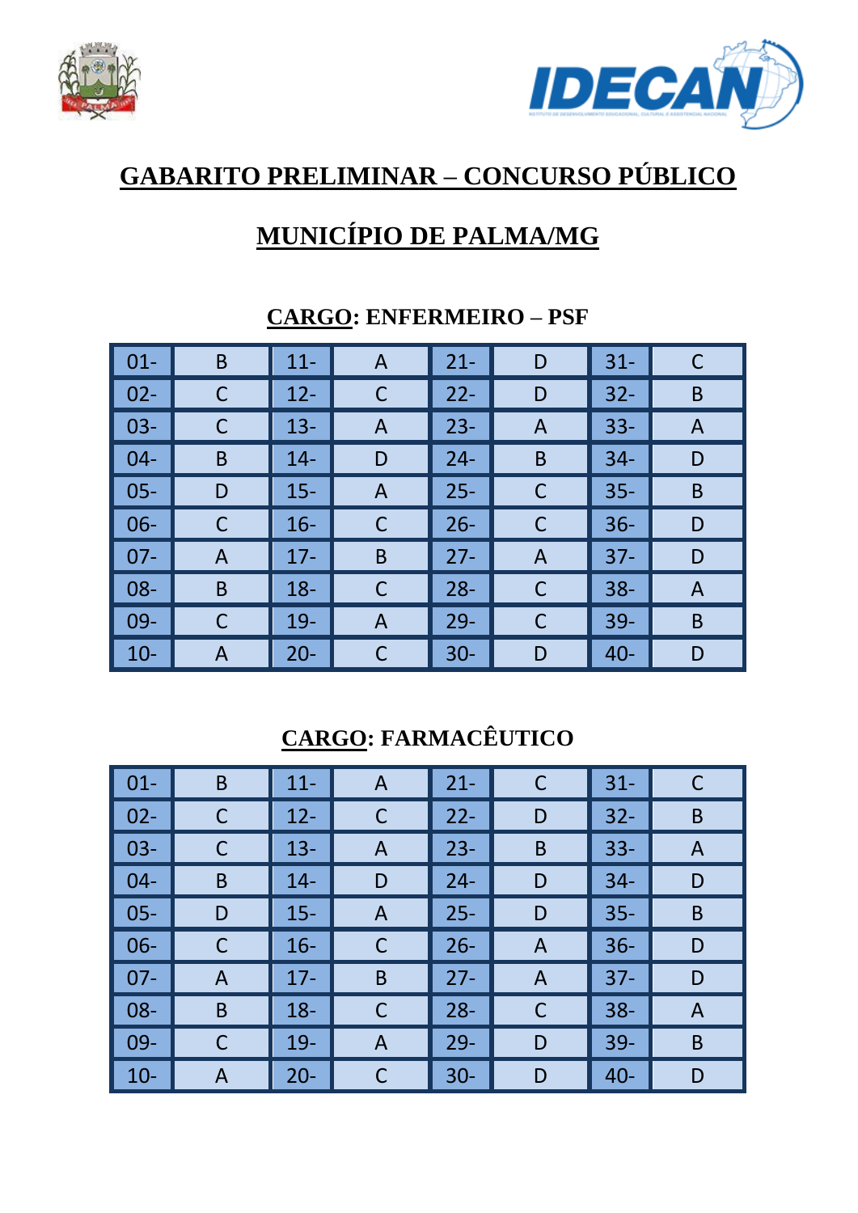# GABARITO PRELIMINAR – CONCURSO PÚBLICO

# MUNICÍPIO DE PALMA/MG

## CARGO: ENFERMEIRO – PSF

| | | | | | | | |
|---|---|---|---|---|---|---|---|
| 01- | B | 11- | A | 21- | D | 31- | C |
| 02- | C | 12- | C | 22- | D | 32- | B |
| 03- | C | 13- | A | 23- | A | 33- | A |
| 04- | B | 14- | D | 24- | B | 34- | D |
| 05- | D | 15- | A | 25- | C | 35- | B |
| 06- | C | 16- | C | 26- | C | 36- | D |
| 07- | A | 17- | B | 27- | A | 37- | D |
| 08- | B | 18- | C | 28- | C | 38- | A |
| 09- | C | 19- | A | 29- | C | 39- | B |
| 10- | A | 20- | C | 30- | D | 40- | D |

## CARGO: FARMACÊUTICO

| | | | | | | | |
|---|---|---|---|---|---|---|---|
| 01- | B | 11- | A | 21- | C | 31- | C |
| 02- | C | 12- | C | 22- | D | 32- | B |
| 03- | C | 13- | A | 23- | B | 33- | A |
| 04- | B | 14- | D | 24- | D | 34- | D |
| 05- | D | 15- | A | 25- | D | 35- | B |
| 06- | C | 16- | C | 26- | A | 36- | D |
| 07- | A | 17- | B | 27- | A | 37- | D |
| 08- | B | 18- | C | 28- | C | 38- | A |
| 09- | C | 19- | A | 29- | D | 39- | B |
| 10- | A | 20- | C | 30- | D | 40- | D |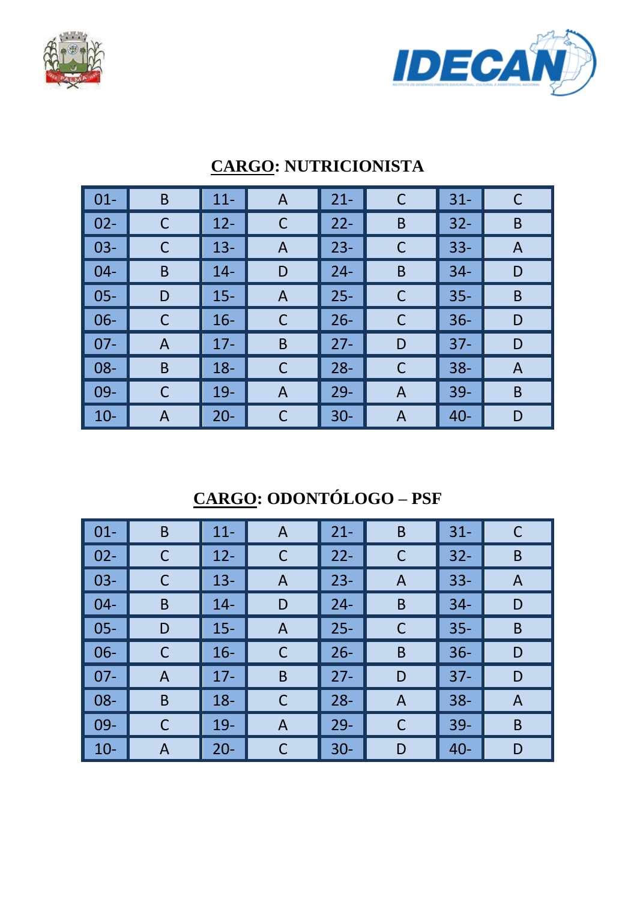## CARGO: NUTRICIONISTA

| | | | | | | | |
|---|---|---|---|---|---|---|---|
| 01- | B | 11- | A | 21- | C | 31- | C |
| 02- | C | 12- | C | 22- | B | 32- | B |
| 03- | C | 13- | A | 23- | C | 33- | A |
| 04- | B | 14- | D | 24- | B | 34- | D |
| 05- | D | 15- | A | 25- | C | 35- | B |
| 06- | C | 16- | C | 26- | C | 36- | D |
| 07- | A | 17- | B | 27- | D | 37- | D |
| 08- | B | 18- | C | 28- | C | 38- | A |
| 09- | C | 19- | A | 29- | A | 39- | B |
| 10- | A | 20- | C | 30- | A | 40- | D |

## CARGO: ODONTÓLOGO – PSF

| | | | | | | | |
|---|---|---|---|---|---|---|---|
| 01- | B | 11- | A | 21- | B | 31- | C |
| 02- | C | 12- | C | 22- | C | 32- | B |
| 03- | C | 13- | A | 23- | A | 33- | A |
| 04- | B | 14- | D | 24- | B | 34- | D |
| 05- | D | 15- | A | 25- | C | 35- | B |
| 06- | C | 16- | C | 26- | B | 36- | D |
| 07- | A | 17- | B | 27- | D | 37- | D |
| 08- | B | 18- | C | 28- | A | 38- | A |
| 09- | C | 19- | A | 29- | C | 39- | B |
| 10- | A | 20- | C | 30- | D | 40- | D |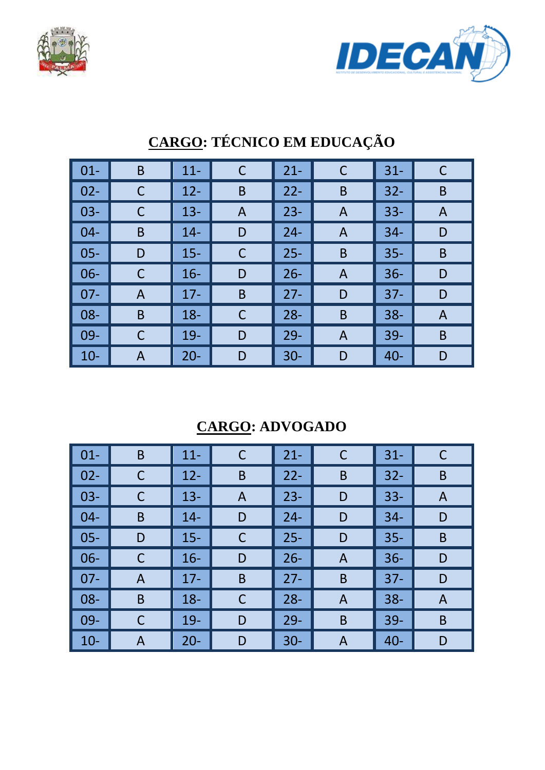## CARGO: TÉCNICO EM EDUCAÇÃO

| | | | | | | | |
|---|---|---|---|---|---|---|---|
| 01- | B | 11- | C | 21- | C | 31- | C |
| 02- | C | 12- | B | 22- | B | 32- | B |
| 03- | C | 13- | A | 23- | A | 33- | A |
| 04- | B | 14- | D | 24- | A | 34- | D |
| 05- | D | 15- | C | 25- | B | 35- | B |
| 06- | C | 16- | D | 26- | A | 36- | D |
| 07- | A | 17- | B | 27- | D | 37- | D |
| 08- | B | 18- | C | 28- | B | 38- | A |
| 09- | C | 19- | D | 29- | A | 39- | B |
| 10- | A | 20- | D | 30- | D | 40- | D |

## CARGO: ADVOGADO

| | | | | | | | |
|---|---|---|---|---|---|---|---|
| 01- | B | 11- | C | 21- | C | 31- | C |
| 02- | C | 12- | B | 22- | B | 32- | B |
| 03- | C | 13- | A | 23- | D | 33- | A |
| 04- | B | 14- | D | 24- | D | 34- | D |
| 05- | D | 15- | C | 25- | D | 35- | B |
| 06- | C | 16- | D | 26- | A | 36- | D |
| 07- | A | 17- | B | 27- | B | 37- | D |
| 08- | B | 18- | C | 28- | A | 38- | A |
| 09- | C | 19- | D | 29- | B | 39- | B |
| 10- | A | 20- | D | 30- | A | 40- | D |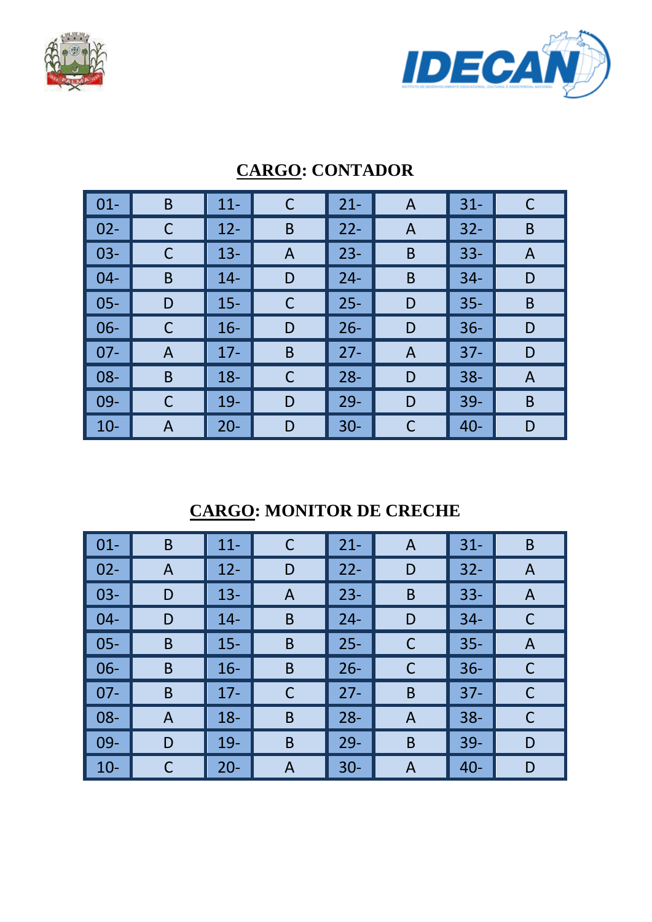## CARGO: CONTADOR

| 01- | B | 11- | C | 21- | A | 31- | C |
|---|---|---|---|---|---|---|---|
| 02- | C | 12- | B | 22- | A | 32- | B |
| 03- | C | 13- | A | 23- | B | 33- | A |
| 04- | B | 14- | D | 24- | B | 34- | D |
| 05- | D | 15- | C | 25- | D | 35- | B |
| 06- | C | 16- | D | 26- | D | 36- | D |
| 07- | A | 17- | B | 27- | A | 37- | D |
| 08- | B | 18- | C | 28- | D | 38- | A |
| 09- | C | 19- | D | 29- | D | 39- | B |
| 10- | A | 20- | D | 30- | C | 40- | D |

## CARGO: MONITOR DE CRECHE

| 01- | B | 11- | C | 21- | A | 31- | B |
|---|---|---|---|---|---|---|---|
| 02- | A | 12- | D | 22- | D | 32- | A |
| 03- | D | 13- | A | 23- | B | 33- | A |
| 04- | D | 14- | B | 24- | D | 34- | C |
| 05- | B | 15- | B | 25- | C | 35- | A |
| 06- | B | 16- | B | 26- | C | 36- | C |
| 07- | B | 17- | C | 27- | B | 37- | C |
| 08- | A | 18- | B | 28- | A | 38- | C |
| 09- | D | 19- | B | 29- | B | 39- | D |
| 10- | C | 20- | A | 30- | A | 40- | D |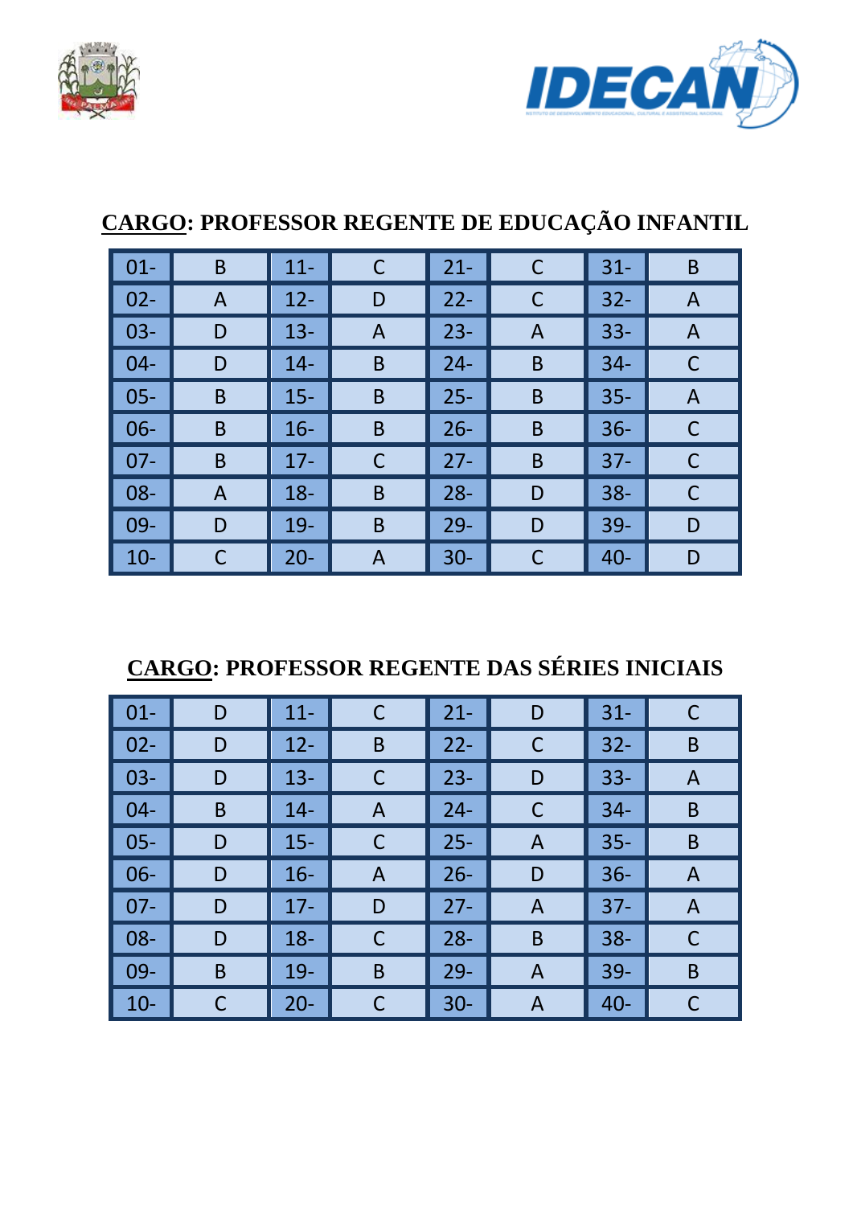## CARGO: PROFESSOR REGENTE DE EDUCAÇÃO INFANTIL

| | | | | | | | |
|---|---|---|---|---|---|---|---|
| 01- | B | 11- | C | 21- | C | 31- | B |
| 02- | A | 12- | D | 22- | C | 32- | A |
| 03- | D | 13- | A | 23- | A | 33- | A |
| 04- | D | 14- | B | 24- | B | 34- | C |
| 05- | B | 15- | B | 25- | B | 35- | A |
| 06- | B | 16- | B | 26- | B | 36- | C |
| 07- | B | 17- | C | 27- | B | 37- | C |
| 08- | A | 18- | B | 28- | D | 38- | C |
| 09- | D | 19- | B | 29- | D | 39- | D |
| 10- | C | 20- | A | 30- | C | 40- | D |

## CARGO: PROFESSOR REGENTE DAS SÉRIES INICIAIS

| | | | | | | | |
|---|---|---|---|---|---|---|---|
| 01- | D | 11- | C | 21- | D | 31- | C |
| 02- | D | 12- | B | 22- | C | 32- | B |
| 03- | D | 13- | C | 23- | D | 33- | A |
| 04- | B | 14- | A | 24- | C | 34- | B |
| 05- | D | 15- | C | 25- | A | 35- | B |
| 06- | D | 16- | A | 26- | D | 36- | A |
| 07- | D | 17- | D | 27- | A | 37- | A |
| 08- | D | 18- | C | 28- | B | 38- | C |
| 09- | B | 19- | B | 29- | A | 39- | B |
| 10- | C | 20- | C | 30- | A | 40- | C |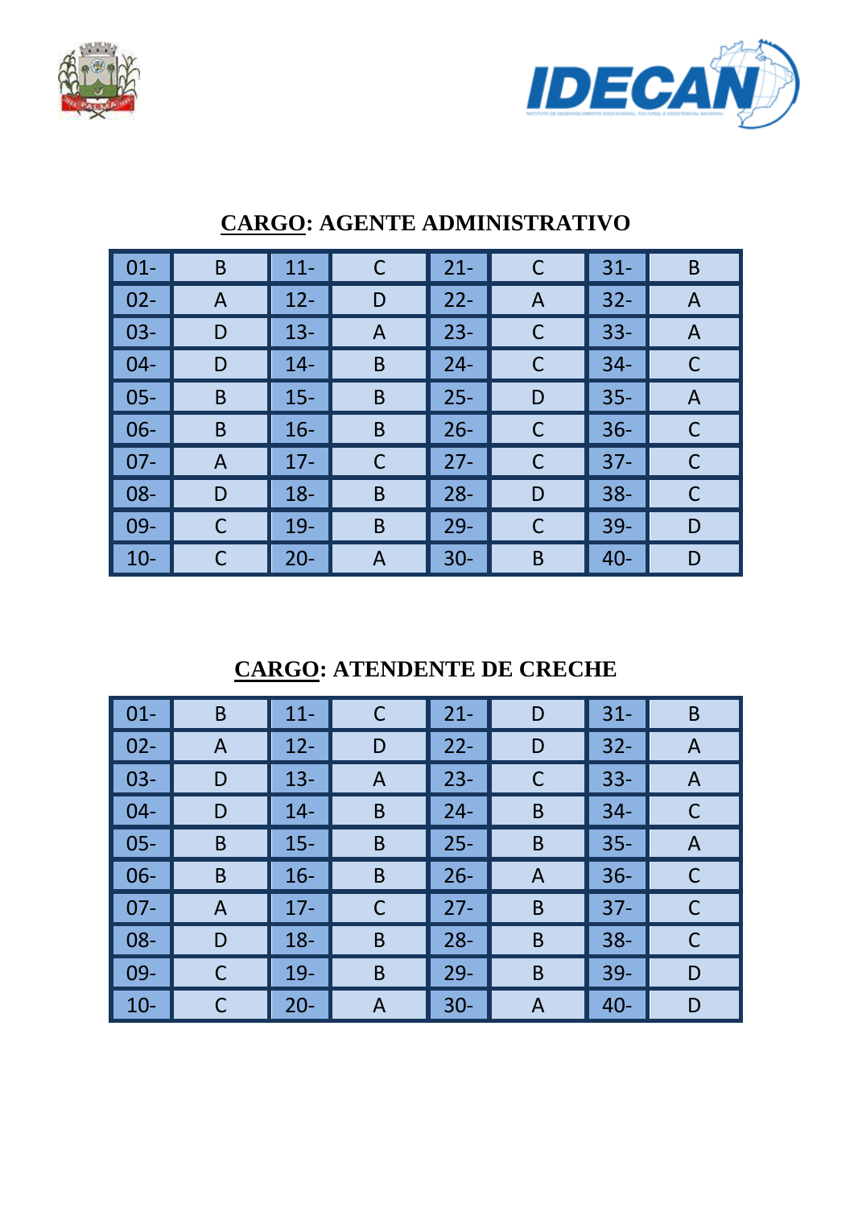## CARGO: AGENTE ADMINISTRATIVO

| | | | | | | | |
|---|---|---|---|---|---|---|---|
| 01- | B | 11- | C | 21- | C | 31- | B |
| 02- | A | 12- | D | 22- | A | 32- | A |
| 03- | D | 13- | A | 23- | C | 33- | A |
| 04- | D | 14- | B | 24- | C | 34- | C |
| 05- | B | 15- | B | 25- | D | 35- | A |
| 06- | B | 16- | B | 26- | C | 36- | C |
| 07- | A | 17- | C | 27- | C | 37- | C |
| 08- | D | 18- | B | 28- | D | 38- | C |
| 09- | C | 19- | B | 29- | C | 39- | D |
| 10- | C | 20- | A | 30- | B | 40- | D |

## CARGO: ATENDENTE DE CRECHE

| | | | | | | | |
|---|---|---|---|---|---|---|---|
| 01- | B | 11- | C | 21- | D | 31- | B |
| 02- | A | 12- | D | 22- | D | 32- | A |
| 03- | D | 13- | A | 23- | C | 33- | A |
| 04- | D | 14- | B | 24- | B | 34- | C |
| 05- | B | 15- | B | 25- | B | 35- | A |
| 06- | B | 16- | B | 26- | A | 36- | C |
| 07- | A | 17- | C | 27- | B | 37- | C |
| 08- | D | 18- | B | 28- | B | 38- | C |
| 09- | C | 19- | B | 29- | B | 39- | D |
| 10- | C | 20- | A | 30- | A | 40- | D |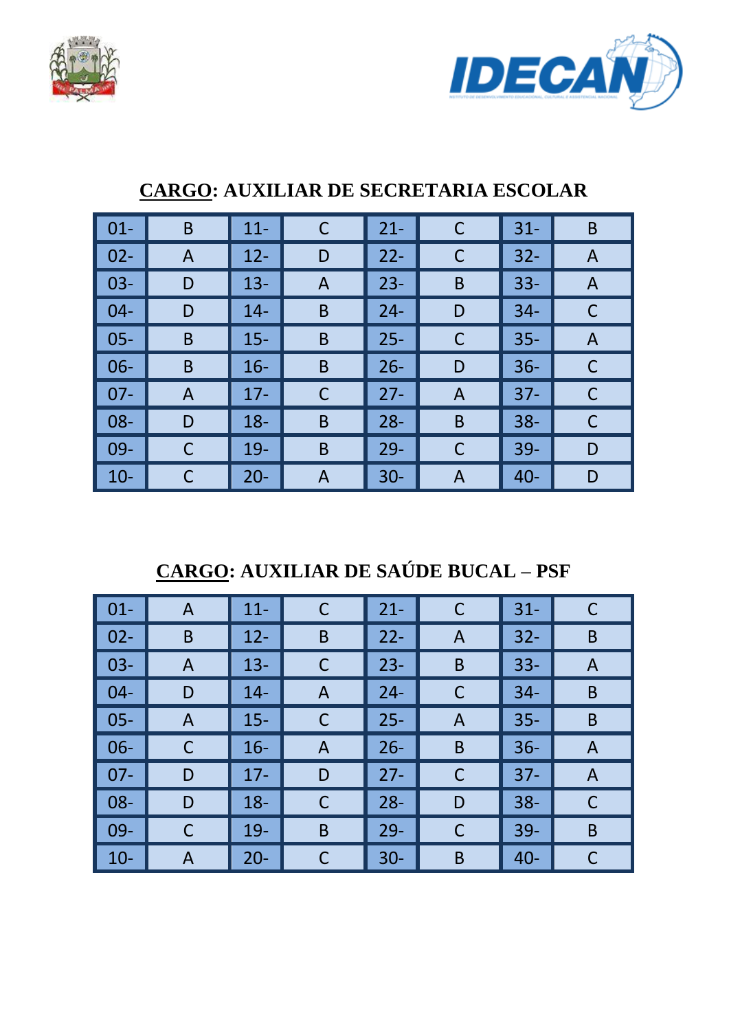**CARGO: AUXILIAR DE SECRETARIA ESCOLAR**

| | | | | | | | |
|---|---|---|---|---|---|---|---|
| 01- | B | 11- | C | 21- | C | 31- | B |
| 02- | A | 12- | D | 22- | C | 32- | A |
| 03- | D | 13- | A | 23- | B | 33- | A |
| 04- | D | 14- | B | 24- | D | 34- | C |
| 05- | B | 15- | B | 25- | C | 35- | A |
| 06- | B | 16- | B | 26- | D | 36- | C |
| 07- | A | 17- | C | 27- | A | 37- | C |
| 08- | D | 18- | B | 28- | B | 38- | C |
| 09- | C | 19- | B | 29- | C | 39- | D |
| 10- | C | 20- | A | 30- | A | 40- | D |

**CARGO: AUXILIAR DE SAÚDE BUCAL – PSF**

| | | | | | | | |
|---|---|---|---|---|---|---|---|
| 01- | A | 11- | C | 21- | C | 31- | C |
| 02- | B | 12- | B | 22- | A | 32- | B |
| 03- | A | 13- | C | 23- | B | 33- | A |
| 04- | D | 14- | A | 24- | C | 34- | B |
| 05- | A | 15- | C | 25- | A | 35- | B |
| 06- | C | 16- | A | 26- | B | 36- | A |
| 07- | D | 17- | D | 27- | C | 37- | A |
| 08- | D | 18- | C | 28- | D | 38- | C |
| 09- | C | 19- | B | 29- | C | 39- | B |
| 10- | A | 20- | C | 30- | B | 40- | C |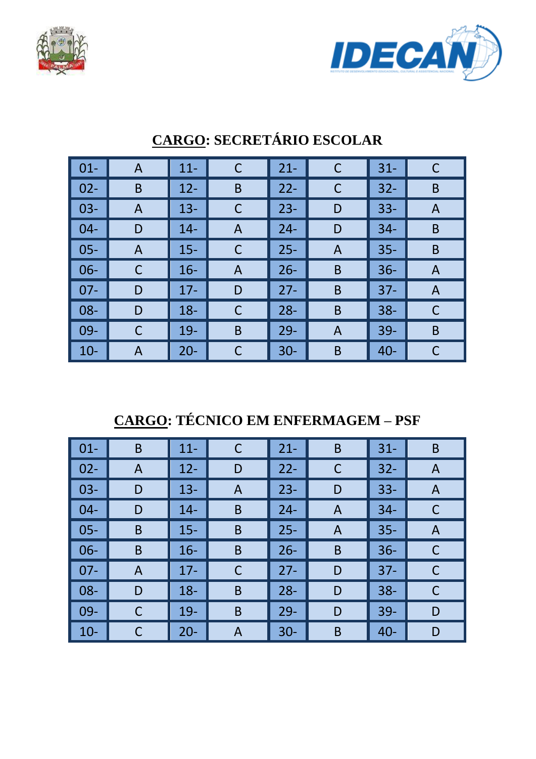## CARGO: SECRETÁRIO ESCOLAR

| | | | | | | | |
|---|---|---|---|---|---|---|---|
| 01- | A | 11- | C | 21- | C | 31- | C |
| 02- | B | 12- | B | 22- | C | 32- | B |
| 03- | A | 13- | C | 23- | D | 33- | A |
| 04- | D | 14- | A | 24- | D | 34- | B |
| 05- | A | 15- | C | 25- | A | 35- | B |
| 06- | C | 16- | A | 26- | B | 36- | A |
| 07- | D | 17- | D | 27- | B | 37- | A |
| 08- | D | 18- | C | 28- | B | 38- | C |
| 09- | C | 19- | B | 29- | A | 39- | B |
| 10- | A | 20- | C | 30- | B | 40- | C |

## CARGO: TÉCNICO EM ENFERMAGEM – PSF

| | | | | | | | |
|---|---|---|---|---|---|---|---|
| 01- | B | 11- | C | 21- | B | 31- | B |
| 02- | A | 12- | D | 22- | C | 32- | A |
| 03- | D | 13- | A | 23- | D | 33- | A |
| 04- | D | 14- | B | 24- | A | 34- | C |
| 05- | B | 15- | B | 25- | A | 35- | A |
| 06- | B | 16- | B | 26- | B | 36- | C |
| 07- | A | 17- | C | 27- | D | 37- | C |
| 08- | D | 18- | B | 28- | D | 38- | C |
| 09- | C | 19- | B | 29- | D | 39- | D |
| 10- | C | 20- | A | 30- | B | 40- | D |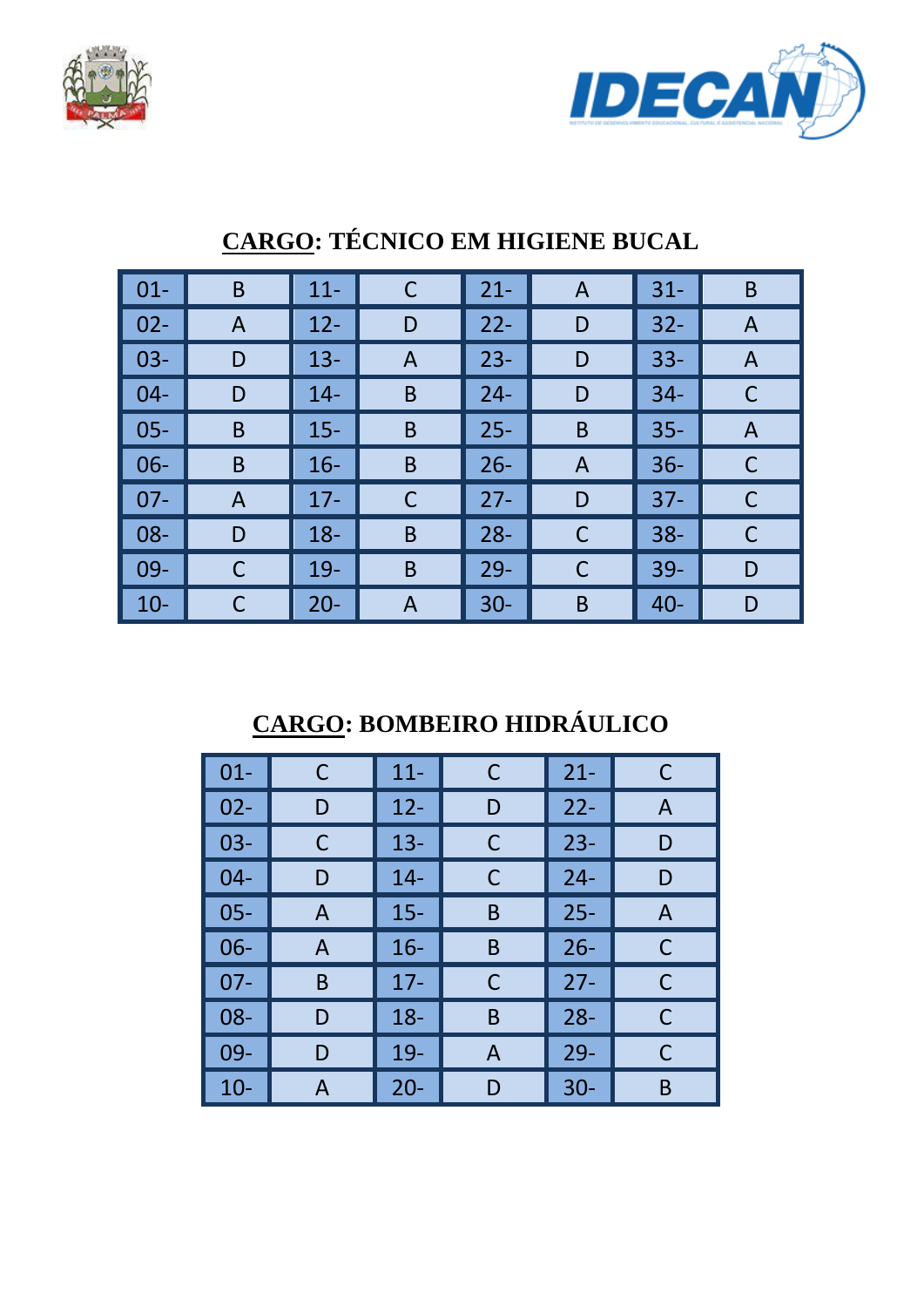## CARGO: TÉCNICO EM HIGIENE BUCAL

| | | | | | | | |
|---|---|---|---|---|---|---|---|
| 01- | B | 11- | C | 21- | A | 31- | B |
| 02- | A | 12- | D | 22- | D | 32- | A |
| 03- | D | 13- | A | 23- | D | 33- | A |
| 04- | D | 14- | B | 24- | D | 34- | C |
| 05- | B | 15- | B | 25- | B | 35- | A |
| 06- | B | 16- | B | 26- | A | 36- | C |
| 07- | A | 17- | C | 27- | D | 37- | C |
| 08- | D | 18- | B | 28- | C | 38- | C |
| 09- | C | 19- | B | 29- | C | 39- | D |
| 10- | C | 20- | A | 30- | B | 40- | D |

## CARGO: BOMBEIRO HIDRÁULICO

| | | | | | |
|---|---|---|---|---|---|
| 01- | C | 11- | C | 21- | C |
| 02- | D | 12- | D | 22- | A |
| 03- | C | 13- | C | 23- | D |
| 04- | D | 14- | C | 24- | D |
| 05- | A | 15- | B | 25- | A |
| 06- | A | 16- | B | 26- | C |
| 07- | B | 17- | C | 27- | C |
| 08- | D | 18- | B | 28- | C |
| 09- | D | 19- | A | 29- | C |
| 10- | A | 20- | D | 30- | B |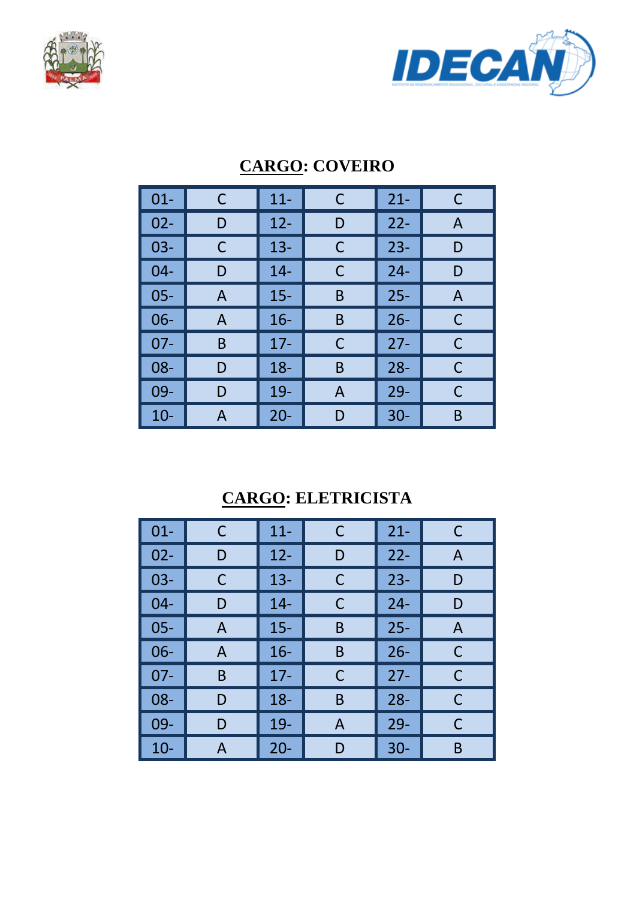## CARGO: COVEIRO

| 01- | C | 11- | C | 21- | C |
|---|---|---|---|---|---|
| 02- | D | 12- | D | 22- | A |
| 03- | C | 13- | C | 23- | D |
| 04- | D | 14- | C | 24- | D |
| 05- | A | 15- | B | 25- | A |
| 06- | A | 16- | B | 26- | C |
| 07- | B | 17- | C | 27- | C |
| 08- | D | 18- | B | 28- | C |
| 09- | D | 19- | A | 29- | C |
| 10- | A | 20- | D | 30- | B |

## CARGO: ELETRICISTA

| 01- | C | 11- | C | 21- | C |
|---|---|---|---|---|---|
| 02- | D | 12- | D | 22- | A |
| 03- | C | 13- | C | 23- | D |
| 04- | D | 14- | C | 24- | D |
| 05- | A | 15- | B | 25- | A |
| 06- | A | 16- | B | 26- | C |
| 07- | B | 17- | C | 27- | C |
| 08- | D | 18- | B | 28- | C |
| 09- | D | 19- | A | 29- | C |
| 10- | A | 20- | D | 30- | B |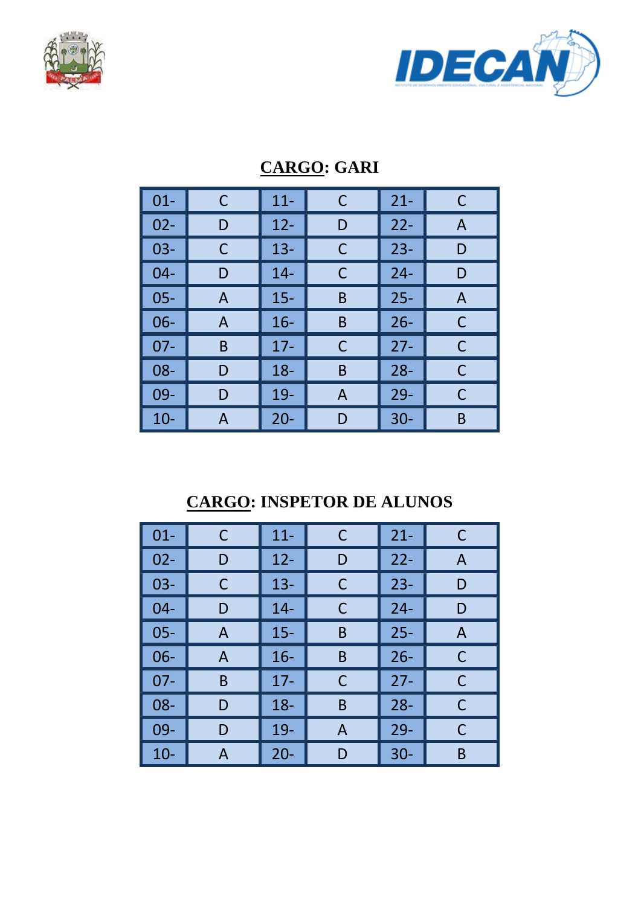## CARGO: GARI

| | | | | | |
|---|---|---|---|---|---|
| 01- | C | 11- | C | 21- | C |
| 02- | D | 12- | D | 22- | A |
| 03- | C | 13- | C | 23- | D |
| 04- | D | 14- | C | 24- | D |
| 05- | A | 15- | B | 25- | A |
| 06- | A | 16- | B | 26- | C |
| 07- | B | 17- | C | 27- | C |
| 08- | D | 18- | B | 28- | C |
| 09- | D | 19- | A | 29- | C |
| 10- | A | 20- | D | 30- | B |

## CARGO: INSPETOR DE ALUNOS

| | | | | | |
|---|---|---|---|---|---|
| 01- | C | 11- | C | 21- | C |
| 02- | D | 12- | D | 22- | A |
| 03- | C | 13- | C | 23- | D |
| 04- | D | 14- | C | 24- | D |
| 05- | A | 15- | B | 25- | A |
| 06- | A | 16- | B | 26- | C |
| 07- | B | 17- | C | 27- | C |
| 08- | D | 18- | B | 28- | C |
| 09- | D | 19- | A | 29- | C |
| 10- | A | 20- | D | 30- | B |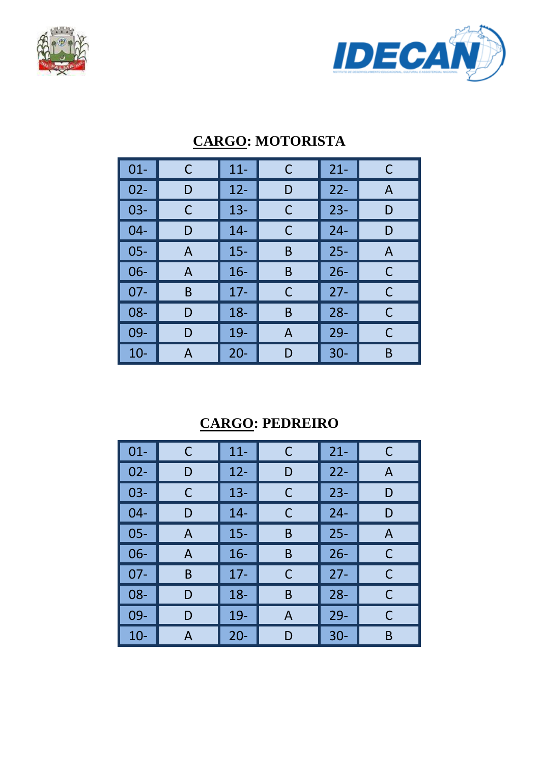## CARGO: MOTORISTA

| | | | | | |
|---|---|---|---|---|---|
| 01- | C | 11- | C | 21- | C |
| 02- | D | 12- | D | 22- | A |
| 03- | C | 13- | C | 23- | D |
| 04- | D | 14- | C | 24- | D |
| 05- | A | 15- | B | 25- | A |
| 06- | A | 16- | B | 26- | C |
| 07- | B | 17- | C | 27- | C |
| 08- | D | 18- | B | 28- | C |
| 09- | D | 19- | A | 29- | C |
| 10- | A | 20- | D | 30- | B |

## CARGO: PEDREIRO

| | | | | | |
|---|---|---|---|---|---|
| 01- | C | 11- | C | 21- | C |
| 02- | D | 12- | D | 22- | A |
| 03- | C | 13- | C | 23- | D |
| 04- | D | 14- | C | 24- | D |
| 05- | A | 15- | B | 25- | A |
| 06- | A | 16- | B | 26- | C |
| 07- | B | 17- | C | 27- | C |
| 08- | D | 18- | B | 28- | C |
| 09- | D | 19- | A | 29- | C |
| 10- | A | 20- | D | 30- | B |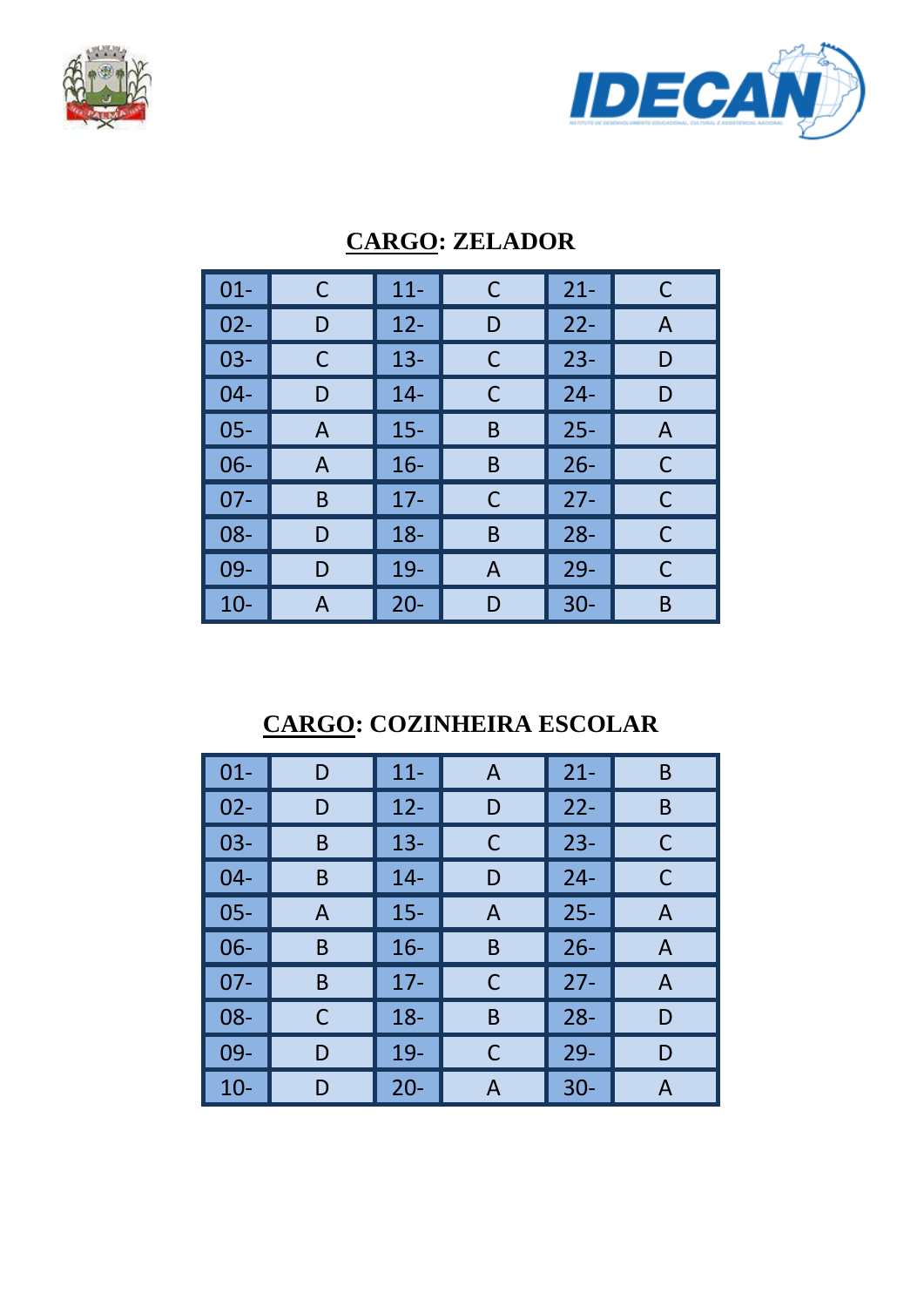## CARGO: ZELADOR

| | | | | | |
|---|---|---|---|---|---|
| 01- | C | 11- | C | 21- | C |
| 02- | D | 12- | D | 22- | A |
| 03- | C | 13- | C | 23- | D |
| 04- | D | 14- | C | 24- | D |
| 05- | A | 15- | B | 25- | A |
| 06- | A | 16- | B | 26- | C |
| 07- | B | 17- | C | 27- | C |
| 08- | D | 18- | B | 28- | C |
| 09- | D | 19- | A | 29- | C |
| 10- | A | 20- | D | 30- | B |

## CARGO: COZINHEIRA ESCOLAR

| | | | | | |
|---|---|---|---|---|---|
| 01- | D | 11- | A | 21- | B |
| 02- | D | 12- | D | 22- | B |
| 03- | B | 13- | C | 23- | C |
| 04- | B | 14- | D | 24- | C |
| 05- | A | 15- | A | 25- | A |
| 06- | B | 16- | B | 26- | A |
| 07- | B | 17- | C | 27- | A |
| 08- | C | 18- | B | 28- | D |
| 09- | D | 19- | C | 29- | D |
| 10- | D | 20- | A | 30- | A |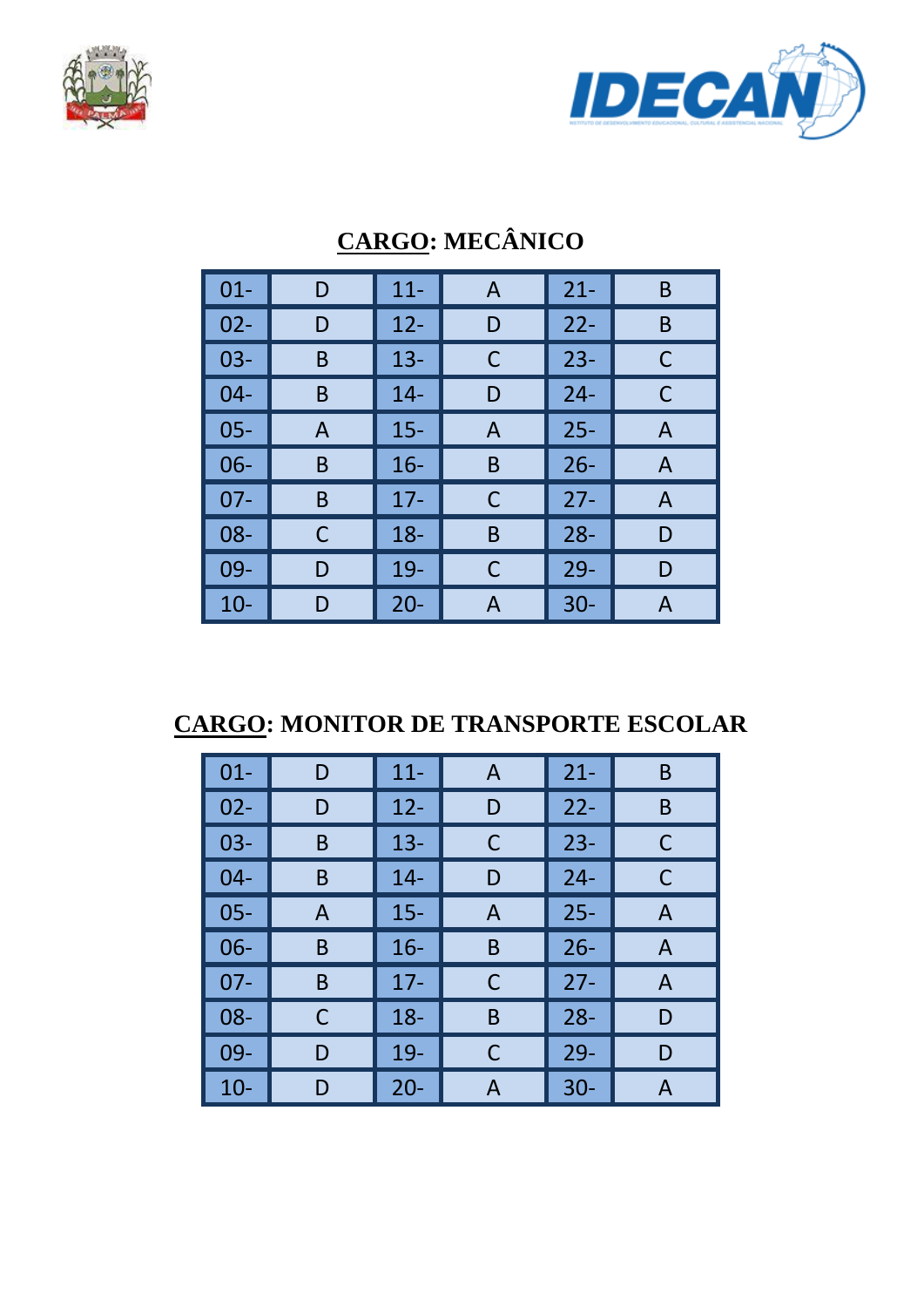## CARGO: MECÂNICO

| | | | | | |
|---|---|---|---|---|---|
| 01- | D | 11- | A | 21- | B |
| 02- | D | 12- | D | 22- | B |
| 03- | B | 13- | C | 23- | C |
| 04- | B | 14- | D | 24- | C |
| 05- | A | 15- | A | 25- | A |
| 06- | B | 16- | B | 26- | A |
| 07- | B | 17- | C | 27- | A |
| 08- | C | 18- | B | 28- | D |
| 09- | D | 19- | C | 29- | D |
| 10- | D | 20- | A | 30- | A |

## CARGO: MONITOR DE TRANSPORTE ESCOLAR

| | | | | | |
|---|---|---|---|---|---|
| 01- | D | 11- | A | 21- | B |
| 02- | D | 12- | D | 22- | B |
| 03- | B | 13- | C | 23- | C |
| 04- | B | 14- | D | 24- | C |
| 05- | A | 15- | A | 25- | A |
| 06- | B | 16- | B | 26- | A |
| 07- | B | 17- | C | 27- | A |
| 08- | C | 18- | B | 28- | D |
| 09- | D | 19- | C | 29- | D |
| 10- | D | 20- | A | 30- | A |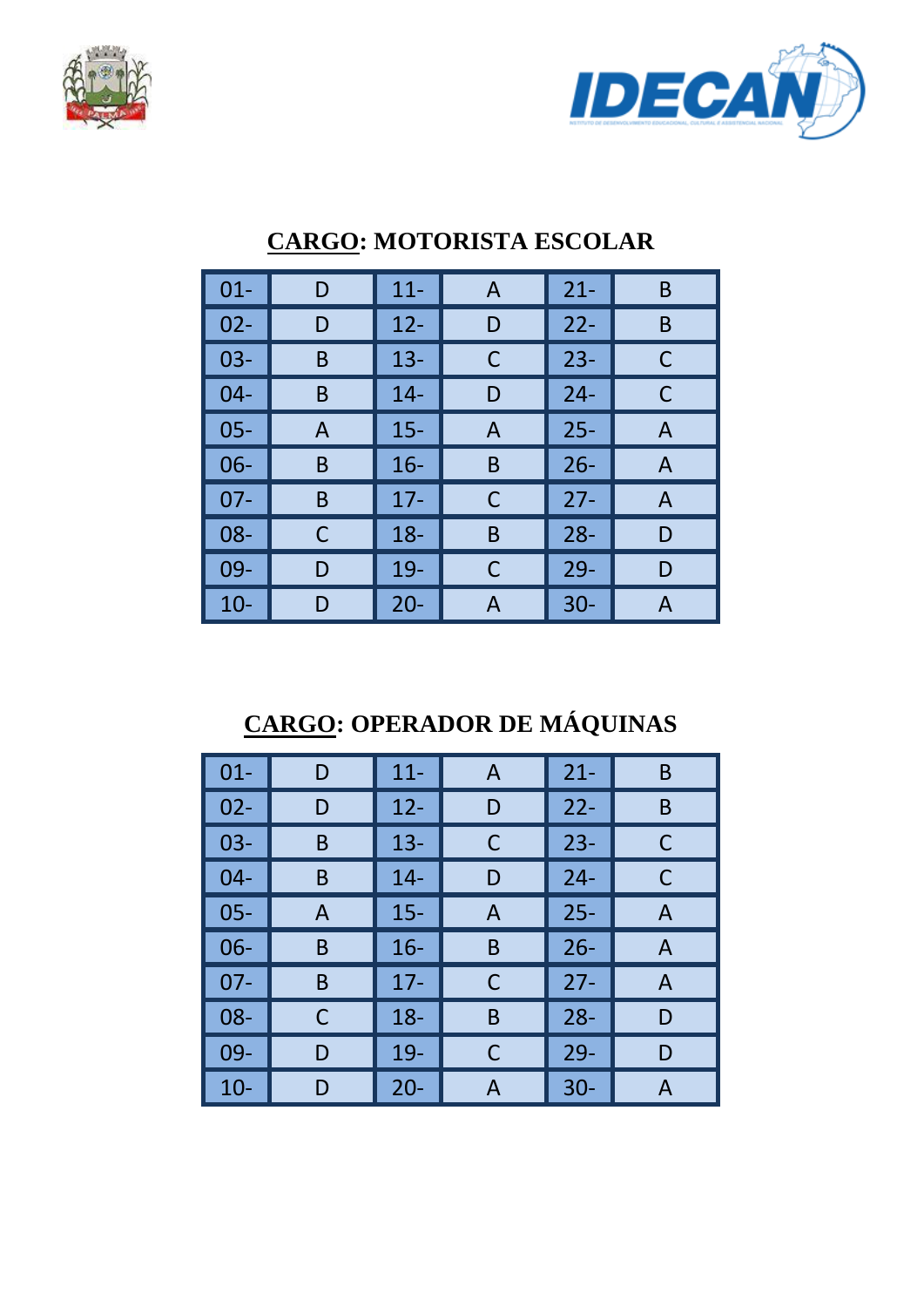## CARGO: MOTORISTA ESCOLAR

| | | | | | |
|---|---|---|---|---|---|
| 01- | D | 11- | A | 21- | B |
| 02- | D | 12- | D | 22- | B |
| 03- | B | 13- | C | 23- | C |
| 04- | B | 14- | D | 24- | C |
| 05- | A | 15- | A | 25- | A |
| 06- | B | 16- | B | 26- | A |
| 07- | B | 17- | C | 27- | A |
| 08- | C | 18- | B | 28- | D |
| 09- | D | 19- | C | 29- | D |
| 10- | D | 20- | A | 30- | A |

## CARGO: OPERADOR DE MÁQUINAS

| | | | | | |
|---|---|---|---|---|---|
| 01- | D | 11- | A | 21- | B |
| 02- | D | 12- | D | 22- | B |
| 03- | B | 13- | C | 23- | C |
| 04- | B | 14- | D | 24- | C |
| 05- | A | 15- | A | 25- | A |
| 06- | B | 16- | B | 26- | A |
| 07- | B | 17- | C | 27- | A |
| 08- | C | 18- | B | 28- | D |
| 09- | D | 19- | C | 29- | D |
| 10- | D | 20- | A | 30- | A |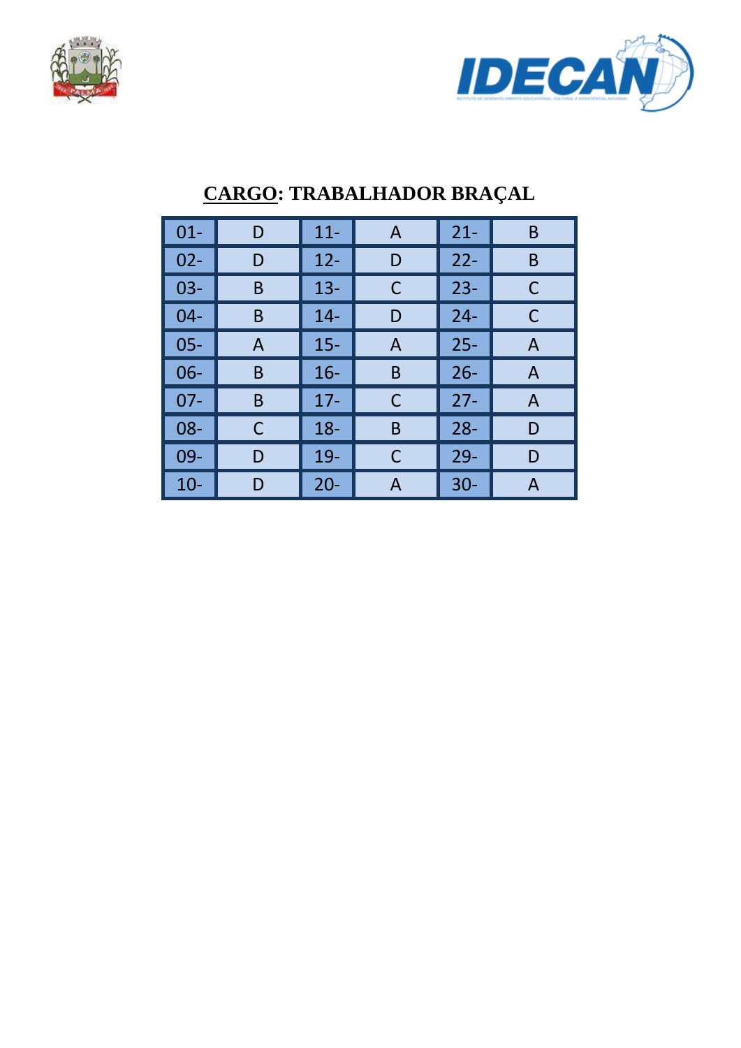## CARGO: TRABALHADOR BRAÇAL

| | | | | | |
|---|---|---|---|---|---|
| 01- | D | 11- | A | 21- | B |
| 02- | D | 12- | D | 22- | B |
| 03- | B | 13- | C | 23- | C |
| 04- | B | 14- | D | 24- | C |
| 05- | A | 15- | A | 25- | A |
| 06- | B | 16- | B | 26- | A |
| 07- | B | 17- | C | 27- | A |
| 08- | C | 18- | B | 28- | D |
| 09- | D | 19- | C | 29- | D |
| 10- | D | 20- | A | 30- | A |